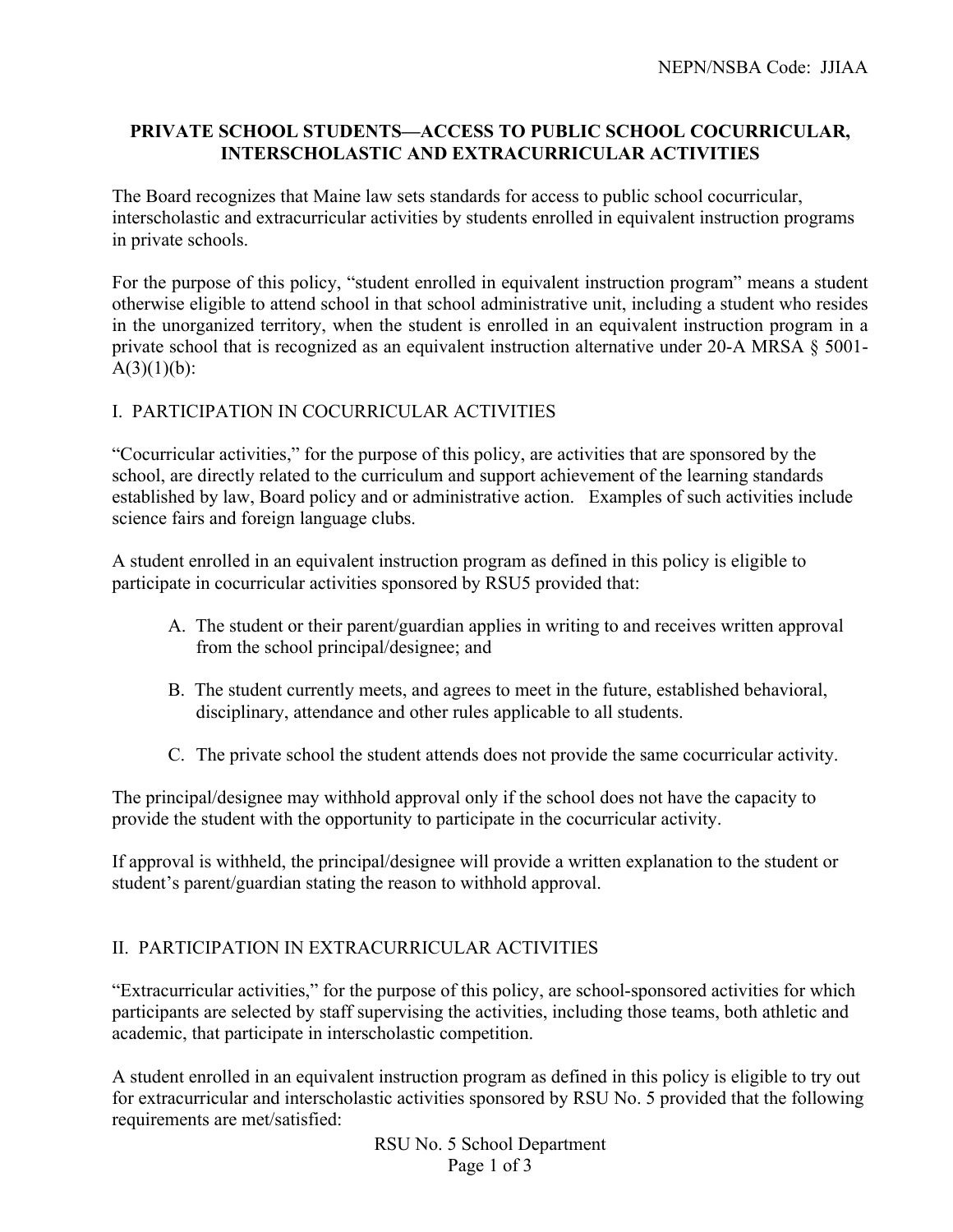NEPN/NSBA Code: JJIAA

## PRIVATE SCHOOL STUDENTS—ACCESS TO PUBLIC SCHOOL COCURRICULAR, INTERSCHOLASTIC AND EXTRACURRICULAR ACTIVITIES

The Board recognizes that Maine law sets standards for access to public school cocurricular, interscholastic and extracurricular activities by students enrolled in equivalent instruction programs in private schools.

For the purpose of this policy, "student enrolled in equivalent instruction program" means a student otherwise eligible to attend school in that school administrative unit, including a student who resides in the unorganized territory, when the student is enrolled in an equivalent instruction program in a private school that is recognized as an equivalent instruction alternative under 20-A MRSA § 5001-A(3)(1)(b):

### I. PARTICIPATION IN COCURRICULAR ACTIVITIES

"Cocurricular activities," for the purpose of this policy, are activities that are sponsored by the school, are directly related to the curriculum and support achievement of the learning standards established by law, Board policy and or administrative action. Examples of such activities include science fairs and foreign language clubs.

A student enrolled in an equivalent instruction program as defined in this policy is eligible to participate in cocurricular activities sponsored by RSU5 provided that:

A. The student or their parent/guardian applies in writing to and receives written approval from the school principal/designee; and

B. The student currently meets, and agrees to meet in the future, established behavioral, disciplinary, attendance and other rules applicable to all students.

C. The private school the student attends does not provide the same cocurricular activity.

The principal/designee may withhold approval only if the school does not have the capacity to provide the student with the opportunity to participate in the cocurricular activity.

If approval is withheld, the principal/designee will provide a written explanation to the student or student's parent/guardian stating the reason to withhold approval.

### II. PARTICIPATION IN EXTRACURRICULAR ACTIVITIES

"Extracurricular activities," for the purpose of this policy, are school-sponsored activities for which participants are selected by staff supervising the activities, including those teams, both athletic and academic, that participate in interscholastic competition.

A student enrolled in an equivalent instruction program as defined in this policy is eligible to try out for extracurricular and interscholastic activities sponsored by RSU No. 5 provided that the following requirements are met/satisfied: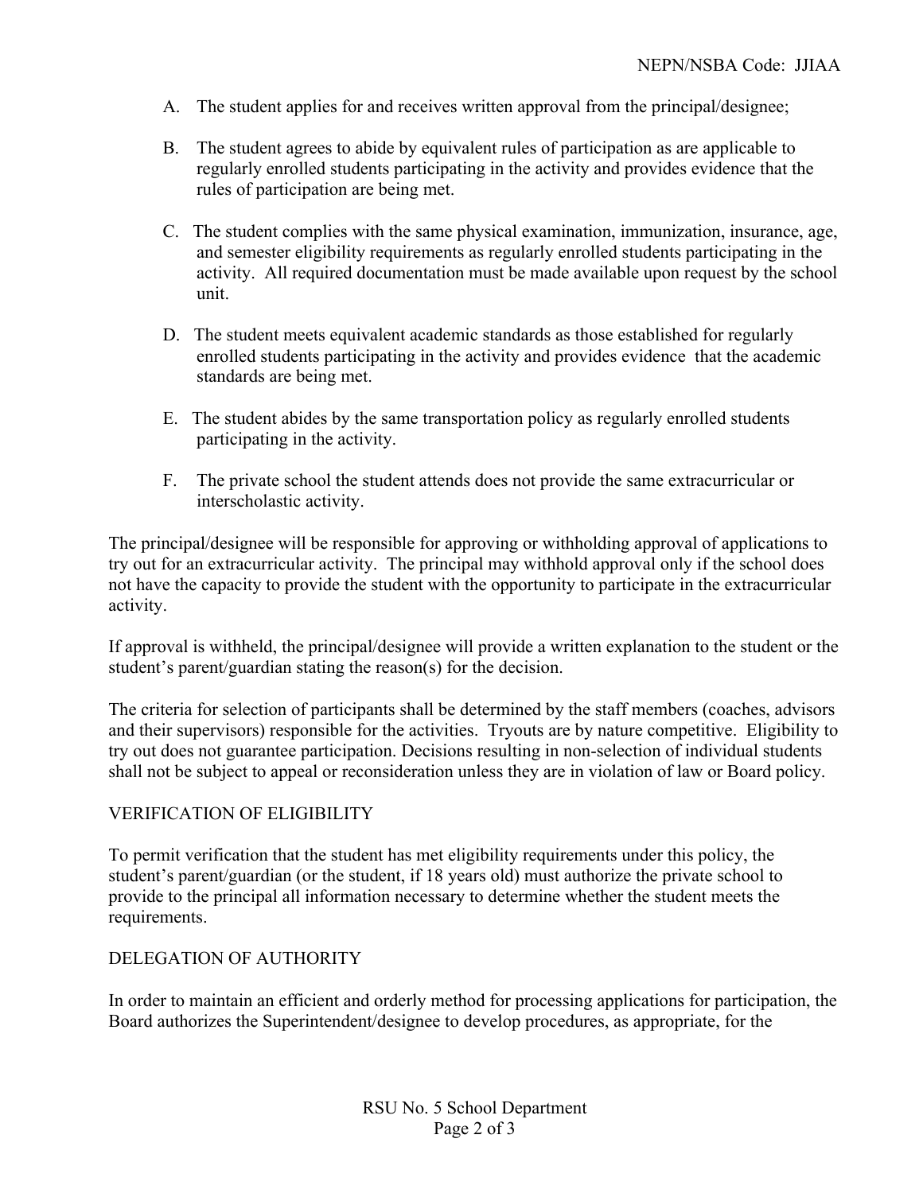A. The student applies for and receives written approval from the principal/designee;

B. The student agrees to abide by equivalent rules of participation as are applicable to regularly enrolled students participating in the activity and provides evidence that the rules of participation are being met.

C. The student complies with the same physical examination, immunization, insurance, age, and semester eligibility requirements as regularly enrolled students participating in the activity. All required documentation must be made available upon request by the school unit.

D. The student meets equivalent academic standards as those established for regularly enrolled students participating in the activity and provides evidence that the academic standards are being met.

E. The student abides by the same transportation policy as regularly enrolled students participating in the activity.

F. The private school the student attends does not provide the same extracurricular or interscholastic activity.

The principal/designee will be responsible for approving or withholding approval of applications to try out for an extracurricular activity. The principal may withhold approval only if the school does not have the capacity to provide the student with the opportunity to participate in the extracurricular activity.

If approval is withheld, the principal/designee will provide a written explanation to the student or the student's parent/guardian stating the reason(s) for the decision.

The criteria for selection of participants shall be determined by the staff members (coaches, advisors and their supervisors) responsible for the activities. Tryouts are by nature competitive. Eligibility to try out does not guarantee participation. Decisions resulting in non-selection of individual students shall not be subject to appeal or reconsideration unless they are in violation of law or Board policy.

## VERIFICATION OF ELIGIBILITY

To permit verification that the student has met eligibility requirements under this policy, the student's parent/guardian (or the student, if 18 years old) must authorize the private school to provide to the principal all information necessary to determine whether the student meets the requirements.

## DELEGATION OF AUTHORITY

In order to maintain an efficient and orderly method for processing applications for participation, the Board authorizes the Superintendent/designee to develop procedures, as appropriate, for the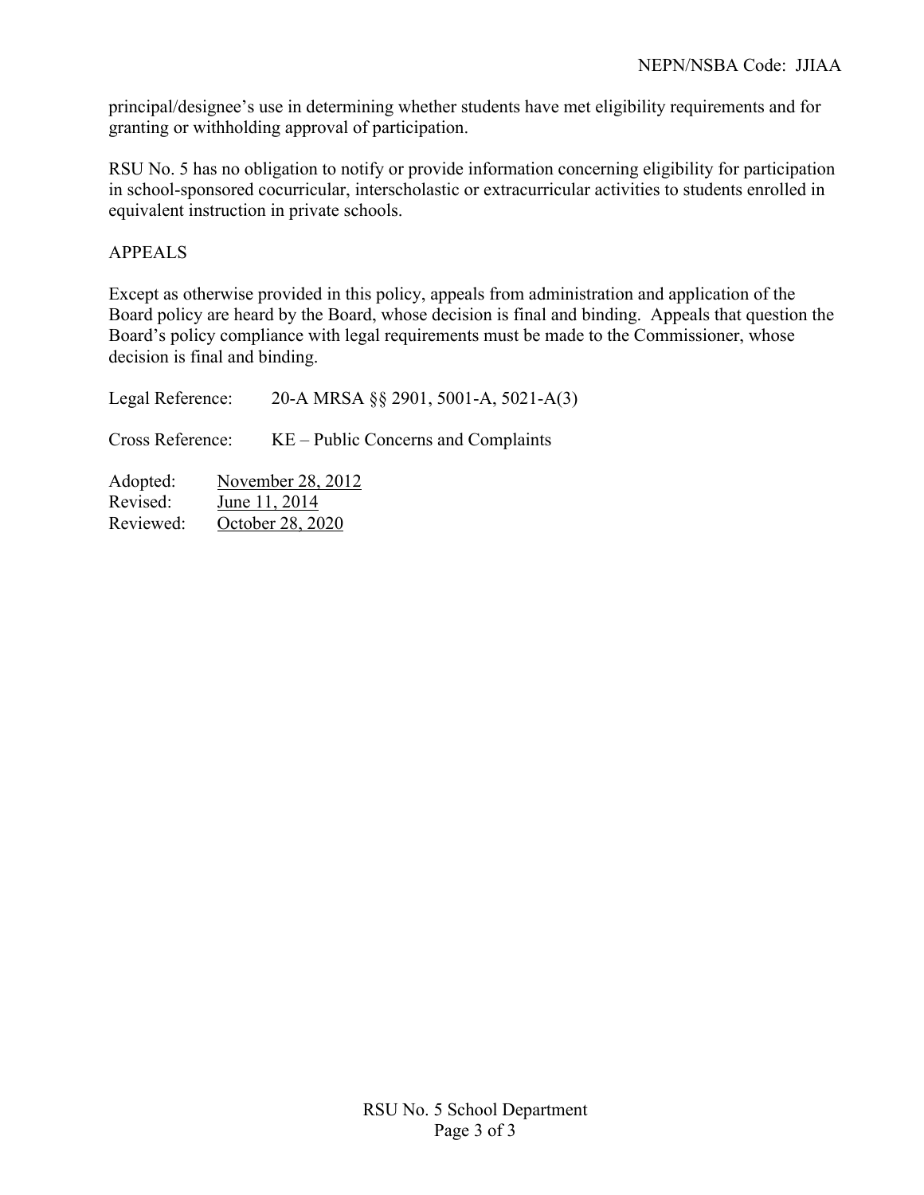principal/designee's use in determining whether students have met eligibility requirements and for granting or withholding approval of participation.

RSU No. 5 has no obligation to notify or provide information concerning eligibility for participation in school-sponsored cocurricular, interscholastic or extracurricular activities to students enrolled in equivalent instruction in private schools.

## APPEALS

Except as otherwise provided in this policy, appeals from administration and application of the Board policy are heard by the Board, whose decision is final and binding. Appeals that question the Board's policy compliance with legal requirements must be made to the Commissioner, whose decision is final and binding.

Legal Reference: 20-A MRSA §§ 2901, 5001-A, 5021-A(3)

Cross Reference: KE – Public Concerns and Complaints

Adopted: November 28, 2012
Revised: June 11, 2014
Reviewed: October 28, 2020